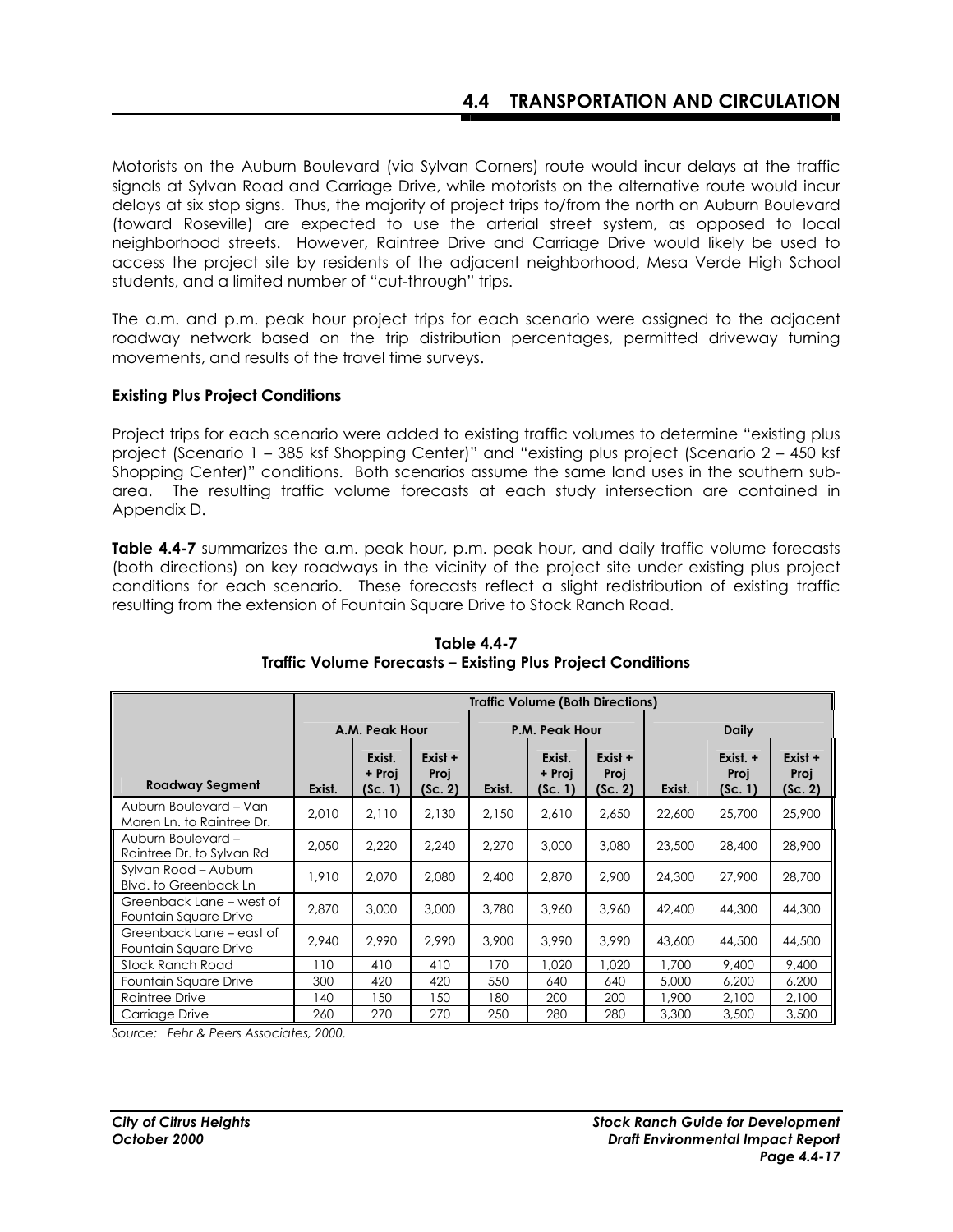Motorists on the Auburn Boulevard (via Sylvan Corners) route would incur delays at the traffic signals at Sylvan Road and Carriage Drive, while motorists on the alternative route would incur delays at six stop signs. Thus, the majority of project trips to/from the north on Auburn Boulevard (toward Roseville) are expected to use the arterial street system, as opposed to local neighborhood streets. However, Raintree Drive and Carriage Drive would likely be used to access the project site by residents of the adjacent neighborhood, Mesa Verde High School students, and a limited number of "cut-through" trips.

The a.m. and p.m. peak hour project trips for each scenario were assigned to the adjacent roadway network based on the trip distribution percentages, permitted driveway turning movements, and results of the travel time surveys.

**Existing Plus Project Conditions**

Project trips for each scenario were added to existing traffic volumes to determine "existing plus project (Scenario 1 – 385 ksf Shopping Center)" and "existing plus project (Scenario 2 – 450 ksf Shopping Center)" conditions. Both scenarios assume the same land uses in the southern sub-area. The resulting traffic volume forecasts at each study intersection are contained in Appendix D.

**Table 4.4-7** summarizes the a.m. peak hour, p.m. peak hour, and daily traffic volume forecasts (both directions) on key roadways in the vicinity of the project site under existing plus project conditions for each scenario. These forecasts reflect a slight redistribution of existing traffic resulting from the extension of Fountain Square Drive to Stock Ranch Road.

**Table 4.4-7**
**Traffic Volume Forecasts – Existing Plus Project Conditions**

| | Traffic Volume (Both Directions) | | | | | | | | |
|---|---|---|---|---|---|---|---|---|---|
| | A.M. Peak Hour | | | P.M. Peak Hour | | | Daily | | |
| Roadway Segment | Exist. | Exist. + Proj (Sc. 1) | Exist + Proj (Sc. 2) | Exist. | Exist. + Proj (Sc. 1) | Exist + Proj (Sc. 2) | Exist. | Exist. + Proj (Sc. 1) | Exist + Proj (Sc. 2) |
| Auburn Boulevard – Van Maren Ln. to Raintree Dr. | 2,010 | 2,110 | 2,130 | 2,150 | 2,610 | 2,650 | 22,600 | 25,700 | 25,900 |
| Auburn Boulevard – Raintree Dr. to Sylvan Rd | 2,050 | 2,220 | 2,240 | 2,270 | 3,000 | 3,080 | 23,500 | 28,400 | 28,900 |
| Sylvan Road – Auburn Blvd. to Greenback Ln | 1,910 | 2,070 | 2,080 | 2,400 | 2,870 | 2,900 | 24,300 | 27,900 | 28,700 |
| Greenback Lane – west of Fountain Square Drive | 2,870 | 3,000 | 3,000 | 3,780 | 3,960 | 3,960 | 42,400 | 44,300 | 44,300 |
| Greenback Lane – east of Fountain Square Drive | 2,940 | 2,990 | 2,990 | 3,900 | 3,990 | 3,990 | 43,600 | 44,500 | 44,500 |
| Stock Ranch Road | 110 | 410 | 410 | 170 | 1,020 | 1,020 | 1,700 | 9,400 | 9,400 |
| Fountain Square Drive | 300 | 420 | 420 | 550 | 640 | 640 | 5,000 | 6,200 | 6,200 |
| Raintree Drive | 140 | 150 | 150 | 180 | 200 | 200 | 1,900 | 2,100 | 2,100 |
| Carriage Drive | 260 | 270 | 270 | 250 | 280 | 280 | 3,300 | 3,500 | 3,500 |

*Source: Fehr & Peers Associates, 2000.*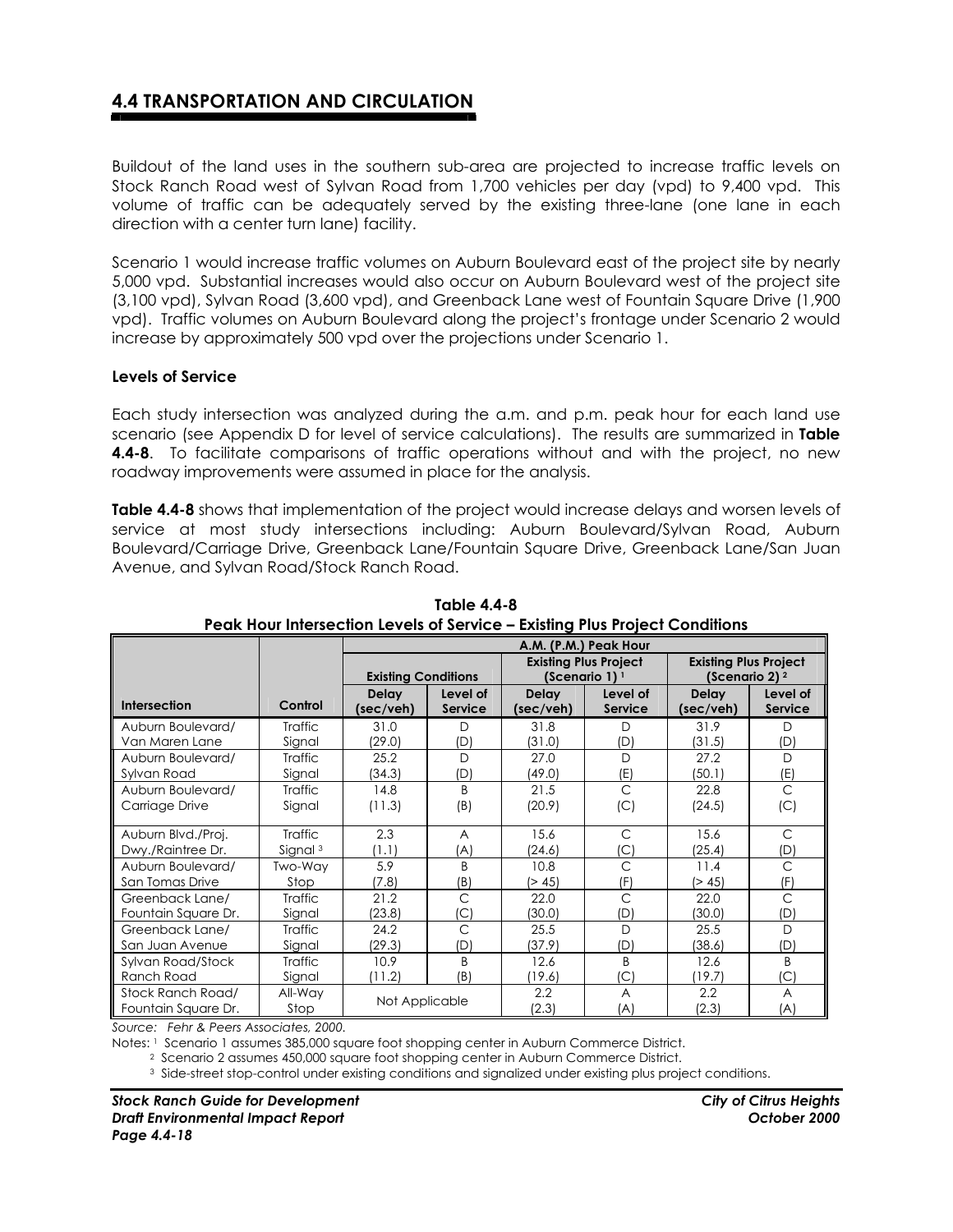## 4.4 TRANSPORTATION AND CIRCULATION

Buildout of the land uses in the southern sub-area are projected to increase traffic levels on Stock Ranch Road west of Sylvan Road from 1,700 vehicles per day (vpd) to 9,400 vpd. This volume of traffic can be adequately served by the existing three-lane (one lane in each direction with a center turn lane) facility.

Scenario 1 would increase traffic volumes on Auburn Boulevard east of the project site by nearly 5,000 vpd. Substantial increases would also occur on Auburn Boulevard west of the project site (3,100 vpd), Sylvan Road (3,600 vpd), and Greenback Lane west of Fountain Square Drive (1,900 vpd). Traffic volumes on Auburn Boulevard along the project's frontage under Scenario 2 would increase by approximately 500 vpd over the projections under Scenario 1.

### Levels of Service

Each study intersection was analyzed during the a.m. and p.m. peak hour for each land use scenario (see Appendix D for level of service calculations). The results are summarized in **Table 4.4-8**. To facilitate comparisons of traffic operations without and with the project, no new roadway improvements were assumed in place for the analysis.

**Table 4.4-8** shows that implementation of the project would increase delays and worsen levels of service at most study intersections including: Auburn Boulevard/Sylvan Road, Auburn Boulevard/Carriage Drive, Greenback Lane/Fountain Square Drive, Greenback Lane/San Juan Avenue, and Sylvan Road/Stock Ranch Road.

**Table 4.4-8**
**Peak Hour Intersection Levels of Service – Existing Plus Project Conditions**

| | | A.M. (P.M.) Peak Hour | | | | | |
|---|---|---|---|---|---|---|---|
| | | Existing Conditions | | Existing Plus Project (Scenario 1) [1] | | Existing Plus Project (Scenario 2) [2] | |
| Intersection | Control | Delay (sec/veh) | Level of Service | Delay (sec/veh) | Level of Service | Delay (sec/veh) | Level of Service |
| Auburn Boulevard/ Van Maren Lane | Traffic Signal | 31.0 (29.0) | D (D) | 31.8 (31.0) | D (D) | 31.9 (31.5) | D (D) |
| Auburn Boulevard/ Sylvan Road | Traffic Signal | 25.2 (34.3) | D (D) | 27.0 (49.0) | D (E) | 27.2 (50.1) | D (E) |
| Auburn Boulevard/ Carriage Drive | Traffic Signal | 14.8 (11.3) | B (B) | 21.5 (20.9) | C (C) | 22.8 (24.5) | C (C) |
| Auburn Blvd./Proj. Dwy./Raintree Dr. | Traffic Signal [3] | 2.3 (1.1) | A (A) | 15.6 (24.6) | C (C) | 15.6 (25.4) | C (D) |
| Auburn Boulevard/ San Tomas Drive | Two-Way Stop | 5.9 (7.8) | B (B) | 10.8 (> 45) | C (F) | 11.4 (> 45) | C (F) |
| Greenback Lane/ Fountain Square Dr. | Traffic Signal | 21.2 (23.8) | C (C) | 22.0 (30.0) | C (D) | 22.0 (30.0) | C (D) |
| Greenback Lane/ San Juan Avenue | Traffic Signal | 24.2 (29.3) | C (D) | 25.5 (37.9) | D (D) | 25.5 (38.6) | D (D) |
| Sylvan Road/Stock Ranch Road | Traffic Signal | 10.9 (11.2) | B (B) | 12.6 (19.6) | B (C) | 12.6 (19.7) | B (C) |
| Stock Ranch Road/ Fountain Square Dr. | All-Way Stop | Not Applicable | | 2.2 (2.3) | A (A) | 2.2 (2.3) | A (A) |

*Source: Fehr & Peers Associates, 2000.*

Notes: [1] Scenario 1 assumes 385,000 square foot shopping center in Auburn Commerce District.
[2] Scenario 2 assumes 450,000 square foot shopping center in Auburn Commerce District.
[3] Side-street stop-control under existing conditions and signalized under existing plus project conditions.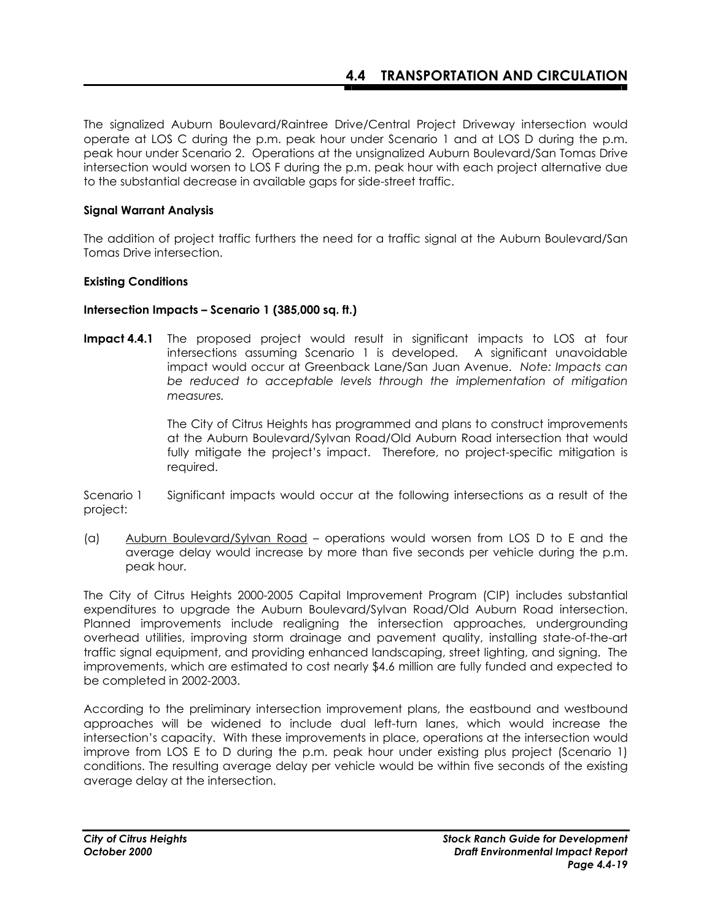The signalized Auburn Boulevard/Raintree Drive/Central Project Driveway intersection would operate at LOS C during the p.m. peak hour under Scenario 1 and at LOS D during the p.m. peak hour under Scenario 2. Operations at the unsignalized Auburn Boulevard/San Tomas Drive intersection would worsen to LOS F during the p.m. peak hour with each project alternative due to the substantial decrease in available gaps for side-street traffic.

**Signal Warrant Analysis**

The addition of project traffic furthers the need for a traffic signal at the Auburn Boulevard/San Tomas Drive intersection.

**Existing Conditions**

**Intersection Impacts – Scenario 1 (385,000 sq. ft.)**

**Impact 4.4.1** The proposed project would result in significant impacts to LOS at four intersections assuming Scenario 1 is developed. A significant unavoidable impact would occur at Greenback Lane/San Juan Avenue. *Note: Impacts can be reduced to acceptable levels through the implementation of mitigation measures.*

The City of Citrus Heights has programmed and plans to construct improvements at the Auburn Boulevard/Sylvan Road/Old Auburn Road intersection that would fully mitigate the project's impact. Therefore, no project-specific mitigation is required.

Scenario 1 Significant impacts would occur at the following intersections as a result of the project:

(a) <u>Auburn Boulevard/Sylvan Road</u> – operations would worsen from LOS D to E and the average delay would increase by more than five seconds per vehicle during the p.m. peak hour.

The City of Citrus Heights 2000-2005 Capital Improvement Program (CIP) includes substantial expenditures to upgrade the Auburn Boulevard/Sylvan Road/Old Auburn Road intersection. Planned improvements include realigning the intersection approaches, undergrounding overhead utilities, improving storm drainage and pavement quality, installing state-of-the-art traffic signal equipment, and providing enhanced landscaping, street lighting, and signing. The improvements, which are estimated to cost nearly $4.6 million are fully funded and expected to be completed in 2002-2003.

According to the preliminary intersection improvement plans, the eastbound and westbound approaches will be widened to include dual left-turn lanes, which would increase the intersection's capacity. With these improvements in place, operations at the intersection would improve from LOS E to D during the p.m. peak hour under existing plus project (Scenario 1) conditions. The resulting average delay per vehicle would be within five seconds of the existing average delay at the intersection.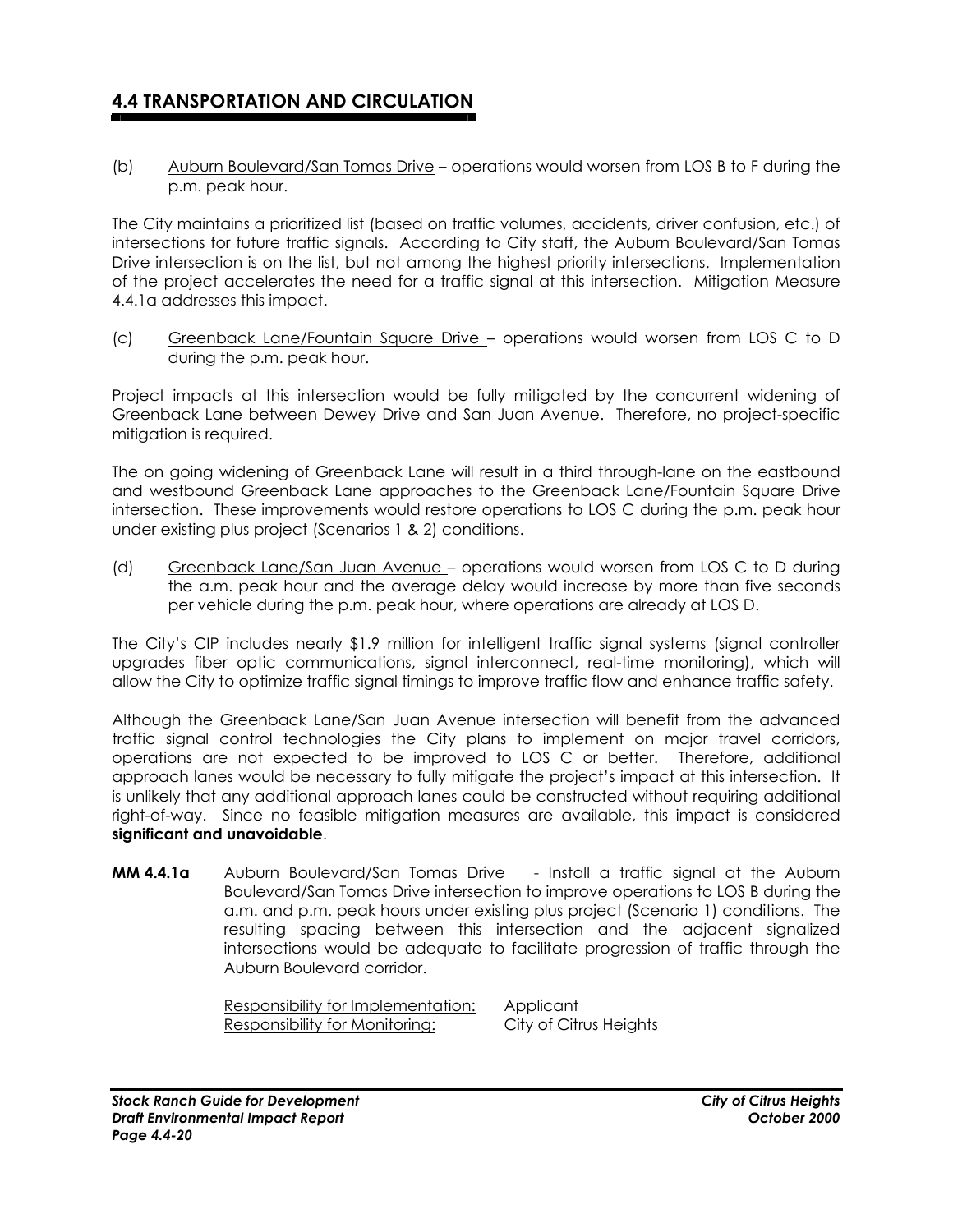## 4.4 TRANSPORTATION AND CIRCULATION

(b) Auburn Boulevard/San Tomas Drive – operations would worsen from LOS B to F during the p.m. peak hour.

The City maintains a prioritized list (based on traffic volumes, accidents, driver confusion, etc.) of intersections for future traffic signals. According to City staff, the Auburn Boulevard/San Tomas Drive intersection is on the list, but not among the highest priority intersections. Implementation of the project accelerates the need for a traffic signal at this intersection. Mitigation Measure 4.4.1a addresses this impact.

(c) Greenback Lane/Fountain Square Drive – operations would worsen from LOS C to D during the p.m. peak hour.

Project impacts at this intersection would be fully mitigated by the concurrent widening of Greenback Lane between Dewey Drive and San Juan Avenue. Therefore, no project-specific mitigation is required.

The on going widening of Greenback Lane will result in a third through-lane on the eastbound and westbound Greenback Lane approaches to the Greenback Lane/Fountain Square Drive intersection. These improvements would restore operations to LOS C during the p.m. peak hour under existing plus project (Scenarios 1 & 2) conditions.

(d) Greenback Lane/San Juan Avenue – operations would worsen from LOS C to D during the a.m. peak hour and the average delay would increase by more than five seconds per vehicle during the p.m. peak hour, where operations are already at LOS D.

The City's CIP includes nearly $1.9 million for intelligent traffic signal systems (signal controller upgrades fiber optic communications, signal interconnect, real-time monitoring), which will allow the City to optimize traffic signal timings to improve traffic flow and enhance traffic safety.

Although the Greenback Lane/San Juan Avenue intersection will benefit from the advanced traffic signal control technologies the City plans to implement on major travel corridors, operations are not expected to be improved to LOS C or better. Therefore, additional approach lanes would be necessary to fully mitigate the project's impact at this intersection. It is unlikely that any additional approach lanes could be constructed without requiring additional right-of-way. Since no feasible mitigation measures are available, this impact is considered **significant and unavoidable**.

**MM 4.4.1a** Auburn Boulevard/San Tomas Drive - Install a traffic signal at the Auburn Boulevard/San Tomas Drive intersection to improve operations to LOS B during the a.m. and p.m. peak hours under existing plus project (Scenario 1) conditions. The resulting spacing between this intersection and the adjacent signalized intersections would be adequate to facilitate progression of traffic through the Auburn Boulevard corridor.

Responsibility for Implementation: Applicant
Responsibility for Monitoring: City of Citrus Heights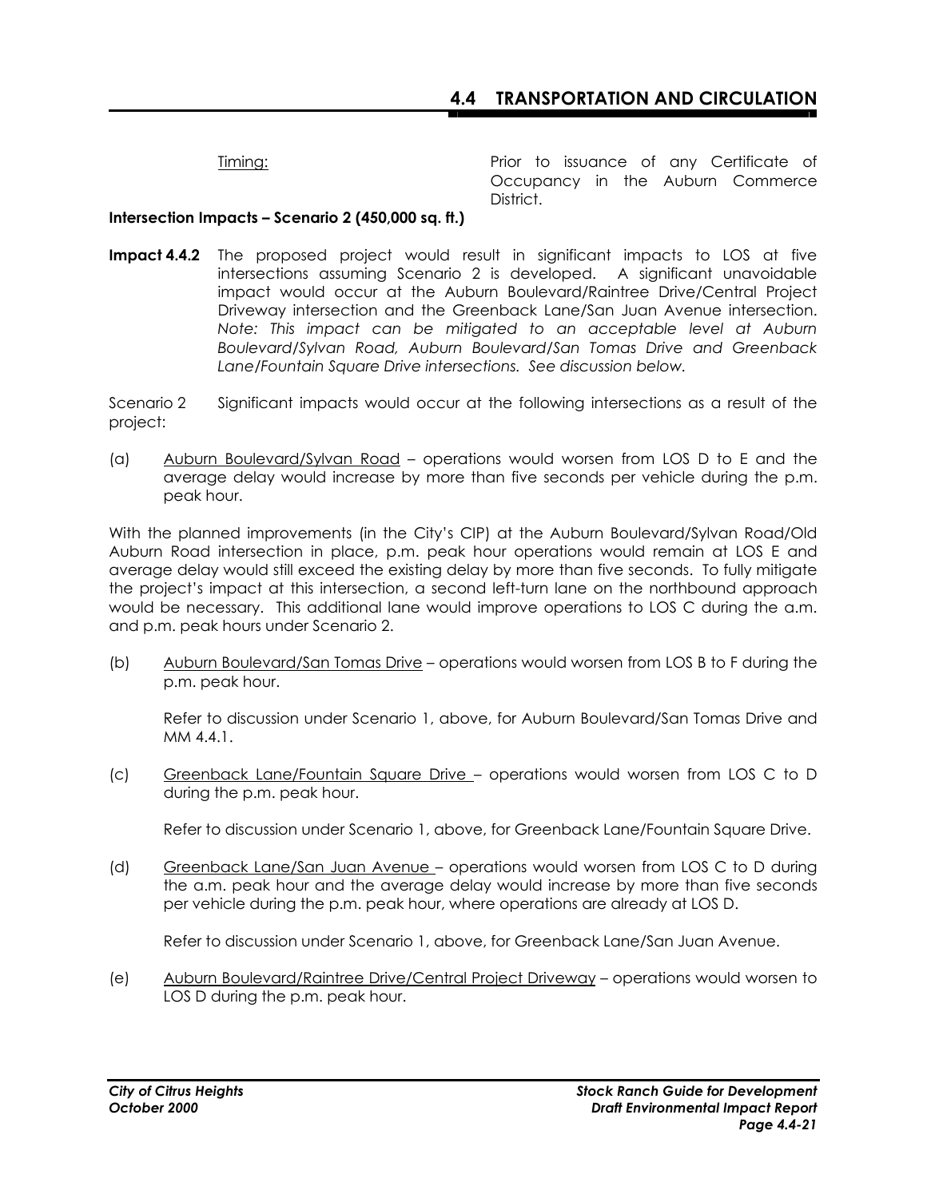Timing: Prior to issuance of any Certificate of Occupancy in the Auburn Commerce District.

**Intersection Impacts – Scenario 2 (450,000 sq. ft.)**

**Impact 4.4.2** The proposed project would result in significant impacts to LOS at five intersections assuming Scenario 2 is developed. A significant unavoidable impact would occur at the Auburn Boulevard/Raintree Drive/Central Project Driveway intersection and the Greenback Lane/San Juan Avenue intersection. *Note: This impact can be mitigated to an acceptable level at Auburn Boulevard/Sylvan Road, Auburn Boulevard/San Tomas Drive and Greenback Lane/Fountain Square Drive intersections. See discussion below.*

Scenario 2 Significant impacts would occur at the following intersections as a result of the project:

(a) Auburn Boulevard/Sylvan Road – operations would worsen from LOS D to E and the average delay would increase by more than five seconds per vehicle during the p.m. peak hour.

With the planned improvements (in the City's CIP) at the Auburn Boulevard/Sylvan Road/Old Auburn Road intersection in place, p.m. peak hour operations would remain at LOS E and average delay would still exceed the existing delay by more than five seconds. To fully mitigate the project's impact at this intersection, a second left-turn lane on the northbound approach would be necessary. This additional lane would improve operations to LOS C during the a.m. and p.m. peak hours under Scenario 2.

(b) Auburn Boulevard/San Tomas Drive – operations would worsen from LOS B to F during the p.m. peak hour.

Refer to discussion under Scenario 1, above, for Auburn Boulevard/San Tomas Drive and MM 4.4.1.

(c) Greenback Lane/Fountain Square Drive – operations would worsen from LOS C to D during the p.m. peak hour.

Refer to discussion under Scenario 1, above, for Greenback Lane/Fountain Square Drive.

(d) Greenback Lane/San Juan Avenue – operations would worsen from LOS C to D during the a.m. peak hour and the average delay would increase by more than five seconds per vehicle during the p.m. peak hour, where operations are already at LOS D.

Refer to discussion under Scenario 1, above, for Greenback Lane/San Juan Avenue.

(e) Auburn Boulevard/Raintree Drive/Central Project Driveway – operations would worsen to LOS D during the p.m. peak hour.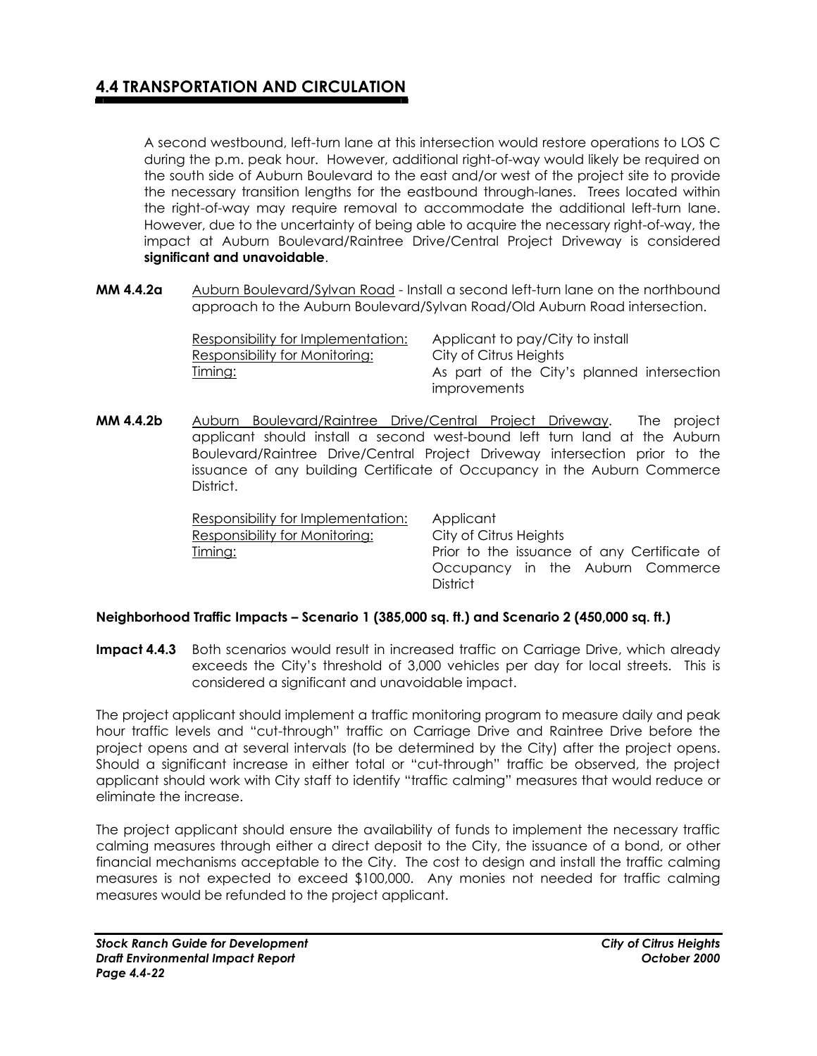## 4.4 TRANSPORTATION AND CIRCULATION

A second westbound, left-turn lane at this intersection would restore operations to LOS C during the p.m. peak hour. However, additional right-of-way would likely be required on the south side of Auburn Boulevard to the east and/or west of the project site to provide the necessary transition lengths for the eastbound through-lanes. Trees located within the right-of-way may require removal to accommodate the additional left-turn lane. However, due to the uncertainty of being able to acquire the necessary right-of-way, the impact at Auburn Boulevard/Raintree Drive/Central Project Driveway is considered **significant and unavoidable**.

**MM 4.4.2a** Auburn Boulevard/Sylvan Road - Install a second left-turn lane on the northbound approach to the Auburn Boulevard/Sylvan Road/Old Auburn Road intersection.

| | |
|---|---|
| Responsibility for Implementation: | Applicant to pay/City to install |
| Responsibility for Monitoring: | City of Citrus Heights |
| Timing: | As part of the City's planned intersection improvements |

**MM 4.4.2b** Auburn Boulevard/Raintree Drive/Central Project Driveway. The project applicant should install a second west-bound left turn land at the Auburn Boulevard/Raintree Drive/Central Project Driveway intersection prior to the issuance of any building Certificate of Occupancy in the Auburn Commerce District.

| | |
|---|---|
| Responsibility for Implementation: | Applicant |
| Responsibility for Monitoring: | City of Citrus Heights |
| Timing: | Prior to the issuance of any Certificate of Occupancy in the Auburn Commerce District |

### Neighborhood Traffic Impacts – Scenario 1 (385,000 sq. ft.) and Scenario 2 (450,000 sq. ft.)

**Impact 4.4.3** Both scenarios would result in increased traffic on Carriage Drive, which already exceeds the City's threshold of 3,000 vehicles per day for local streets. This is considered a significant and unavoidable impact.

The project applicant should implement a traffic monitoring program to measure daily and peak hour traffic levels and "cut-through" traffic on Carriage Drive and Raintree Drive before the project opens and at several intervals (to be determined by the City) after the project opens. Should a significant increase in either total or "cut-through" traffic be observed, the project applicant should work with City staff to identify "traffic calming" measures that would reduce or eliminate the increase.

The project applicant should ensure the availability of funds to implement the necessary traffic calming measures through either a direct deposit to the City, the issuance of a bond, or other financial mechanisms acceptable to the City. The cost to design and install the traffic calming measures is not expected to exceed $100,000. Any monies not needed for traffic calming measures would be refunded to the project applicant.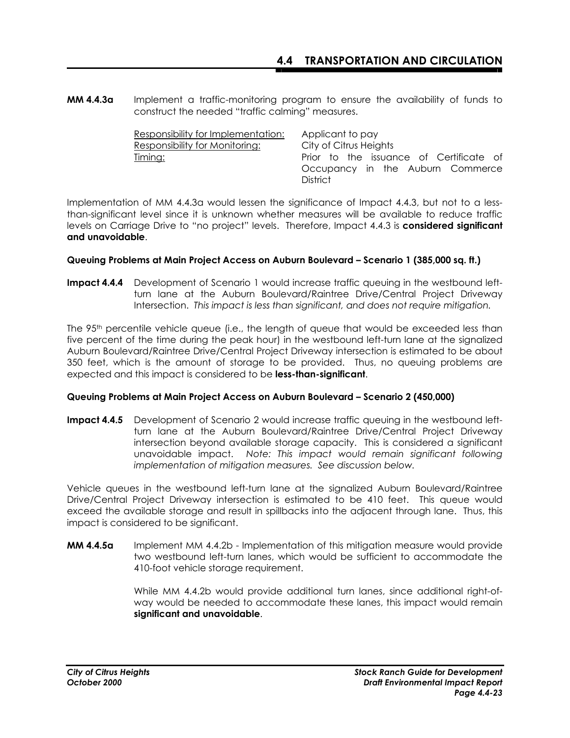**MM 4.4.3a** Implement a traffic-monitoring program to ensure the availability of funds to construct the needed "traffic calming" measures.

Responsibility for Implementation: Applicant to pay
Responsibility for Monitoring: City of Citrus Heights
Timing: Prior to the issuance of Certificate of Occupancy in the Auburn Commerce District

Implementation of MM 4.4.3a would lessen the significance of Impact 4.4.3, but not to a less-than-significant level since it is unknown whether measures will be available to reduce traffic levels on Carriage Drive to "no project" levels. Therefore, Impact 4.4.3 is **considered significant and unavoidable**.

**Queuing Problems at Main Project Access on Auburn Boulevard – Scenario 1 (385,000 sq. ft.)**

**Impact 4.4.4** Development of Scenario 1 would increase traffic queuing in the westbound left-turn lane at the Auburn Boulevard/Raintree Drive/Central Project Driveway Intersection. *This impact is less than significant, and does not require mitigation.*

The 95th percentile vehicle queue (i.e., the length of queue that would be exceeded less than five percent of the time during the peak hour) in the westbound left-turn lane at the signalized Auburn Boulevard/Raintree Drive/Central Project Driveway intersection is estimated to be about 350 feet, which is the amount of storage to be provided. Thus, no queuing problems are expected and this impact is considered to be **less-than-significant**.

**Queuing Problems at Main Project Access on Auburn Boulevard – Scenario 2 (450,000)**

**Impact 4.4.5** Development of Scenario 2 would increase traffic queuing in the westbound left-turn lane at the Auburn Boulevard/Raintree Drive/Central Project Driveway intersection beyond available storage capacity. This is considered a significant unavoidable impact. *Note: This impact would remain significant following implementation of mitigation measures. See discussion below.*

Vehicle queues in the westbound left-turn lane at the signalized Auburn Boulevard/Raintree Drive/Central Project Driveway intersection is estimated to be 410 feet. This queue would exceed the available storage and result in spillbacks into the adjacent through lane. Thus, this impact is considered to be significant.

**MM 4.4.5a** Implement MM 4.4.2b - Implementation of this mitigation measure would provide two westbound left-turn lanes, which would be sufficient to accommodate the 410-foot vehicle storage requirement.

While MM 4.4.2b would provide additional turn lanes, since additional right-of-way would be needed to accommodate these lanes, this impact would remain **significant and unavoidable**.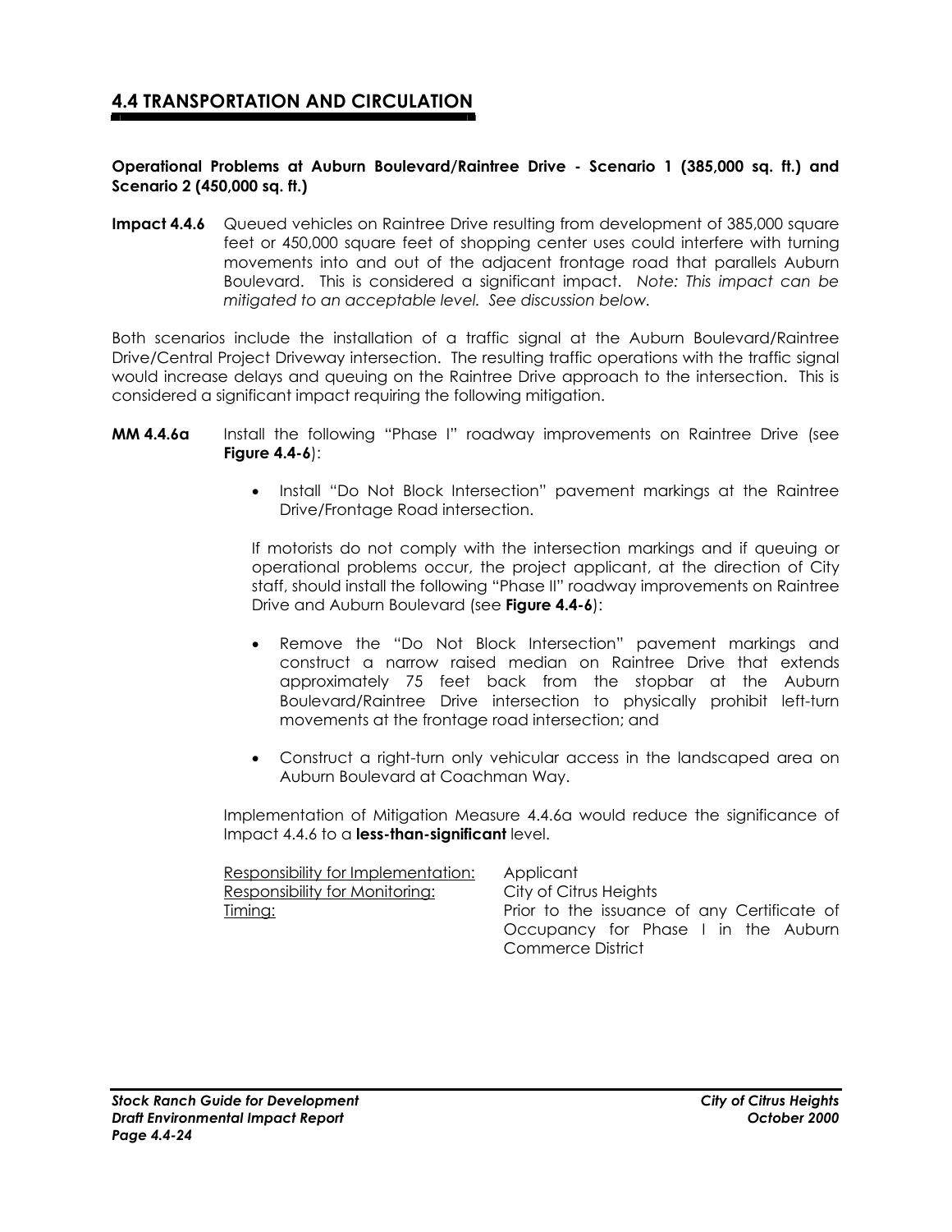## 4.4 TRANSPORTATION AND CIRCULATION

**Operational Problems at Auburn Boulevard/Raintree Drive - Scenario 1 (385,000 sq. ft.) and Scenario 2 (450,000 sq. ft.)**

**Impact 4.4.6** Queued vehicles on Raintree Drive resulting from development of 385,000 square feet or 450,000 square feet of shopping center uses could interfere with turning movements into and out of the adjacent frontage road that parallels Auburn Boulevard. This is considered a significant impact. *Note: This impact can be mitigated to an acceptable level. See discussion below.*

Both scenarios include the installation of a traffic signal at the Auburn Boulevard/Raintree Drive/Central Project Driveway intersection. The resulting traffic operations with the traffic signal would increase delays and queuing on the Raintree Drive approach to the intersection. This is considered a significant impact requiring the following mitigation.

**MM 4.4.6a** Install the following "Phase I" roadway improvements on Raintree Drive (see **Figure 4.4-6**):

- Install "Do Not Block Intersection" pavement markings at the Raintree Drive/Frontage Road intersection.

If motorists do not comply with the intersection markings and if queuing or operational problems occur, the project applicant, at the direction of City staff, should install the following "Phase II" roadway improvements on Raintree Drive and Auburn Boulevard (see **Figure 4.4-6**):

- Remove the "Do Not Block Intersection" pavement markings and construct a narrow raised median on Raintree Drive that extends approximately 75 feet back from the stopbar at the Auburn Boulevard/Raintree Drive intersection to physically prohibit left-turn movements at the frontage road intersection; and
- Construct a right-turn only vehicular access in the landscaped area on Auburn Boulevard at Coachman Way.

Implementation of Mitigation Measure 4.4.6a would reduce the significance of Impact 4.4.6 to a **less-than-significant** level.

Responsibility for Implementation: Applicant
Responsibility for Monitoring: City of Citrus Heights
Timing: Prior to the issuance of any Certificate of Occupancy for Phase I in the Auburn Commerce District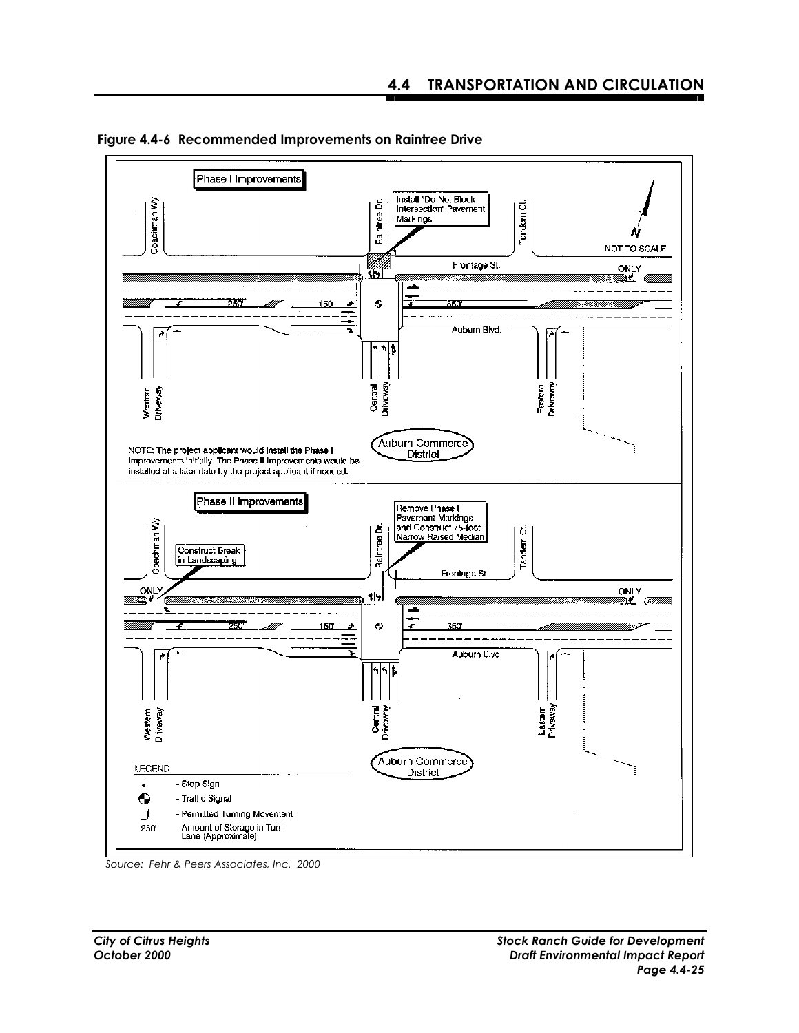**Figure 4.4-6 Recommended Improvements on Raintree Drive**

Phase I Improvements

Install "Do Not Block Intersection" Pavement Markings

Coachman Wy | Raintree Dr. | Tandem Ct. | Frontage St. | Auburn Blvd. | Western Driveway | Central Driveway | Eastern Driveway

250' | 150' | 350' | ONLY

NOT TO SCALE

NOTE: The project applicant would install the Phase I Improvements initially. The Phase II Improvements would be installed at a later date by the project applicant if needed.

Auburn Commerce District

Phase II Improvements

Remove Phase I Pavement Markings and Construct 75-foot Narrow Raised Median

Construct Break in Landscaping

Coachman Wy | Raintree Dr. | Tandem Ct. | Frontage St. | Auburn Blvd. | Western Driveway | Central Driveway | Eastern Driveway

250' | 150' | 350' | ONLY | ONLY

Auburn Commerce District

LEGEND

- Stop Sign
- Traffic Signal
- Permitted Turning Movement
- 250' - Amount of Storage in Turn Lane (Approximate)

*Source: Fehr & Peers Associates, Inc. 2000*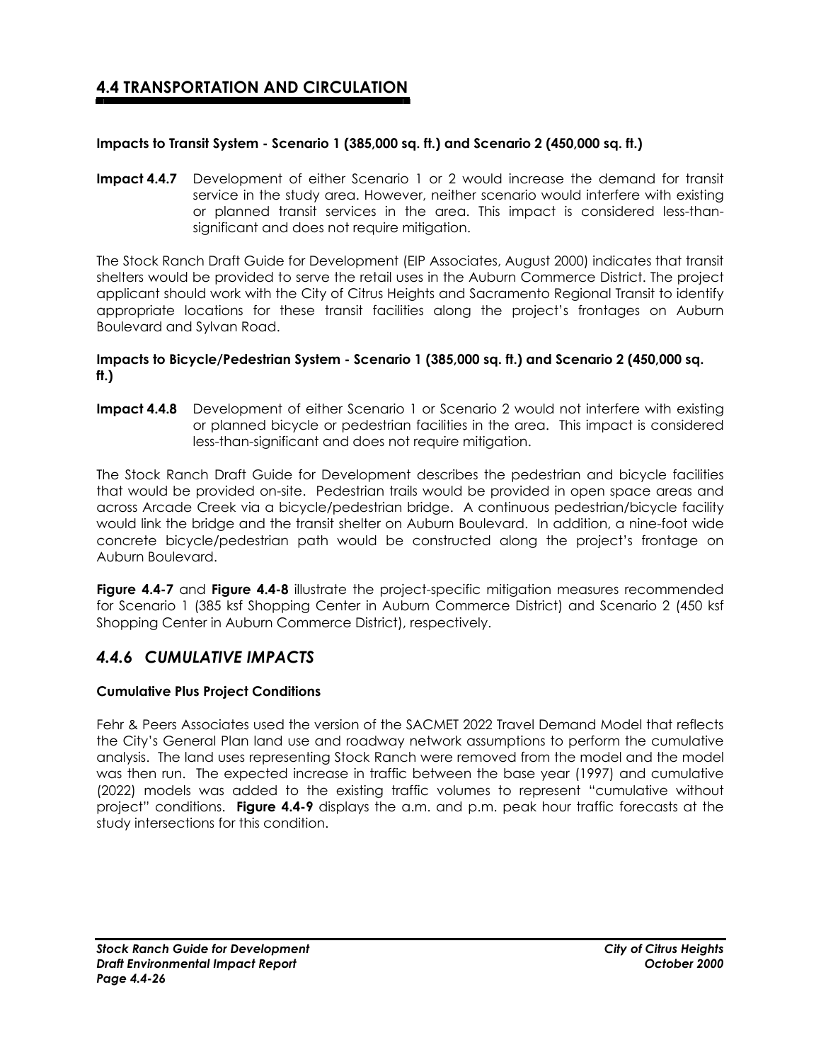## 4.4 TRANSPORTATION AND CIRCULATION

**Impacts to Transit System - Scenario 1 (385,000 sq. ft.) and Scenario 2 (450,000 sq. ft.)**

**Impact 4.4.7** Development of either Scenario 1 or 2 would increase the demand for transit service in the study area. However, neither scenario would interfere with existing or planned transit services in the area. This impact is considered less-than-significant and does not require mitigation.

The Stock Ranch Draft Guide for Development (EIP Associates, August 2000) indicates that transit shelters would be provided to serve the retail uses in the Auburn Commerce District. The project applicant should work with the City of Citrus Heights and Sacramento Regional Transit to identify appropriate locations for these transit facilities along the project's frontages on Auburn Boulevard and Sylvan Road.

**Impacts to Bicycle/Pedestrian System - Scenario 1 (385,000 sq. ft.) and Scenario 2 (450,000 sq. ft.)**

**Impact 4.4.8** Development of either Scenario 1 or Scenario 2 would not interfere with existing or planned bicycle or pedestrian facilities in the area. This impact is considered less-than-significant and does not require mitigation.

The Stock Ranch Draft Guide for Development describes the pedestrian and bicycle facilities that would be provided on-site. Pedestrian trails would be provided in open space areas and across Arcade Creek via a bicycle/pedestrian bridge. A continuous pedestrian/bicycle facility would link the bridge and the transit shelter on Auburn Boulevard. In addition, a nine-foot wide concrete bicycle/pedestrian path would be constructed along the project's frontage on Auburn Boulevard.

**Figure 4.4-7** and **Figure 4.4-8** illustrate the project-specific mitigation measures recommended for Scenario 1 (385 ksf Shopping Center in Auburn Commerce District) and Scenario 2 (450 ksf Shopping Center in Auburn Commerce District), respectively.

### *4.4.6 CUMULATIVE IMPACTS*

**Cumulative Plus Project Conditions**

Fehr & Peers Associates used the version of the SACMET 2022 Travel Demand Model that reflects the City's General Plan land use and roadway network assumptions to perform the cumulative analysis. The land uses representing Stock Ranch were removed from the model and the model was then run. The expected increase in traffic between the base year (1997) and cumulative (2022) models was added to the existing traffic volumes to represent "cumulative without project" conditions. **Figure 4.4-9** displays the a.m. and p.m. peak hour traffic forecasts at the study intersections for this condition.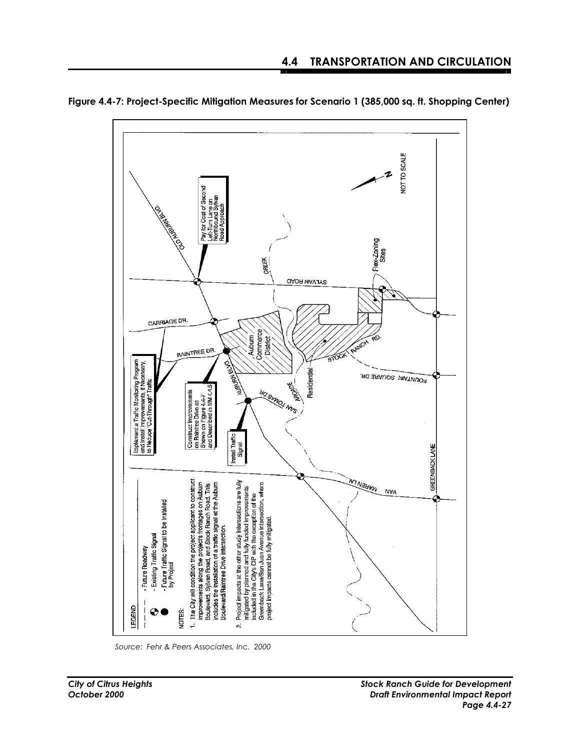**Figure 4.4-7: Project-Specific Mitigation Measures for Scenario 1 (385,000 sq. ft. Shopping Center)**

LEGEND

- Future Roadway
- Existing Traffic Signal
- Future Traffic Signal to be Installed by Project

NOTES:

1. The City will condition the project applicant to construct improvements along the project's frontages on Auburn Boulevard, Sylvan Road, and Stock Ranch Road. This includes the installation of a traffic signal at the Auburn Boulevard/Raintree Drive intersection.
2. Project impacts at the other study intersections are fully mitigated by planned and fully funded improvements included in the City's CIP with the exception of the Greenback Lane/San Juan Avenue intersection, where project impacts cannot be fully mitigated.

Pay for Cost of Second Left-Turn Lane on Northbound Sylvan Road Approach

Implement a Traffic Monitoring Program and Install Improvements, if Necessary, to Reduce "Cut-Through" Traffic

Construct Improvements on Raintree Drive as Shown on Figure 4.4-7 and Described in MM 4.4.5

Install Traffic Signal

OLD AUBURN BLVD. — SYLVAN ROAD — CARRIAGE DR. — RAINTREE DR. — AUBURN BLVD. — SAN TOMAS DR. — ARCADE — CREEK — Auburn Commerce District — Residential — STOCK RANCH RD. — FOUNTAIN SQUARE DR. — Flex-Zoning Sites — VAN MAREN LN. — GREENBACK LANE

N — NOT TO SCALE

*Source: Fehr & Peers Associates, Inc. 2000*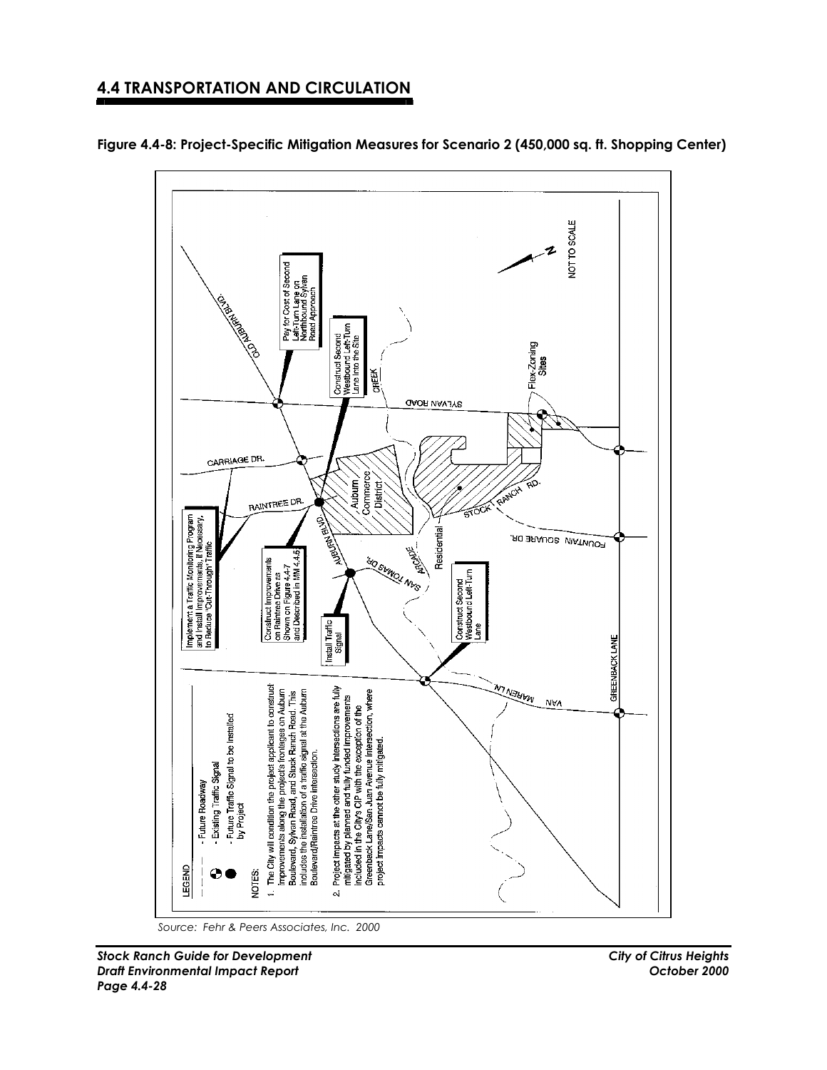## 4.4 TRANSPORTATION AND CIRCULATION

**Figure 4.4-8: Project-Specific Mitigation Measures for Scenario 2 (450,000 sq. ft. Shopping Center)**

LEGEND

- Future Roadway
- Existing Traffic Signal
- Future Traffic Signal to be Installed by Project

NOTES:

1. The City will condition the project applicant to construct improvements along the project's frontages on Auburn Boulevard, Sylvan Road, and Stock Ranch Road. This includes the installation of a traffic signal at the Auburn Boulevard/Raintree Drive intersection.
2. Project impacts at the other study intersections are fully mitigated by planned and fully funded improvements included in the City's CIP with the exception of the Greenback Lane/San Juan Avenue intersection, where project impacts cannot be fully mitigated.

Implement a Traffic Monitoring Program and Install Improvements, If Necessary, to Reduce 'Cut-Through' Traffic

Construct Improvements on Raintree Drive as Shown on Figure 4.4-7 and Described in MM 4.4.5

Install Traffic Signal

Construct Second Westbound Left-Turn Lane

Pay for Cost of Second Left-Turn Lane on Northbound Sylvan Road Approach

Construct Second Westbound Left-Turn Lane Into the Site

Flex-Zoning Sites

Auburn Commerce District

Residential

OLD AUBURN BLVD.

CARRIAGE DR.

RAINTREE DR.

AUBURN BLVD.

SAN TOMAS DR.

ARCADE

CREEK

SYLVAN ROAD

STOCK RANCH RD.

FOUNTAIN SQUARE DR.

GREENBACK LANE

VAN MAREN LN

N

NOT TO SCALE

*Source: Fehr & Peers Associates, Inc. 2000*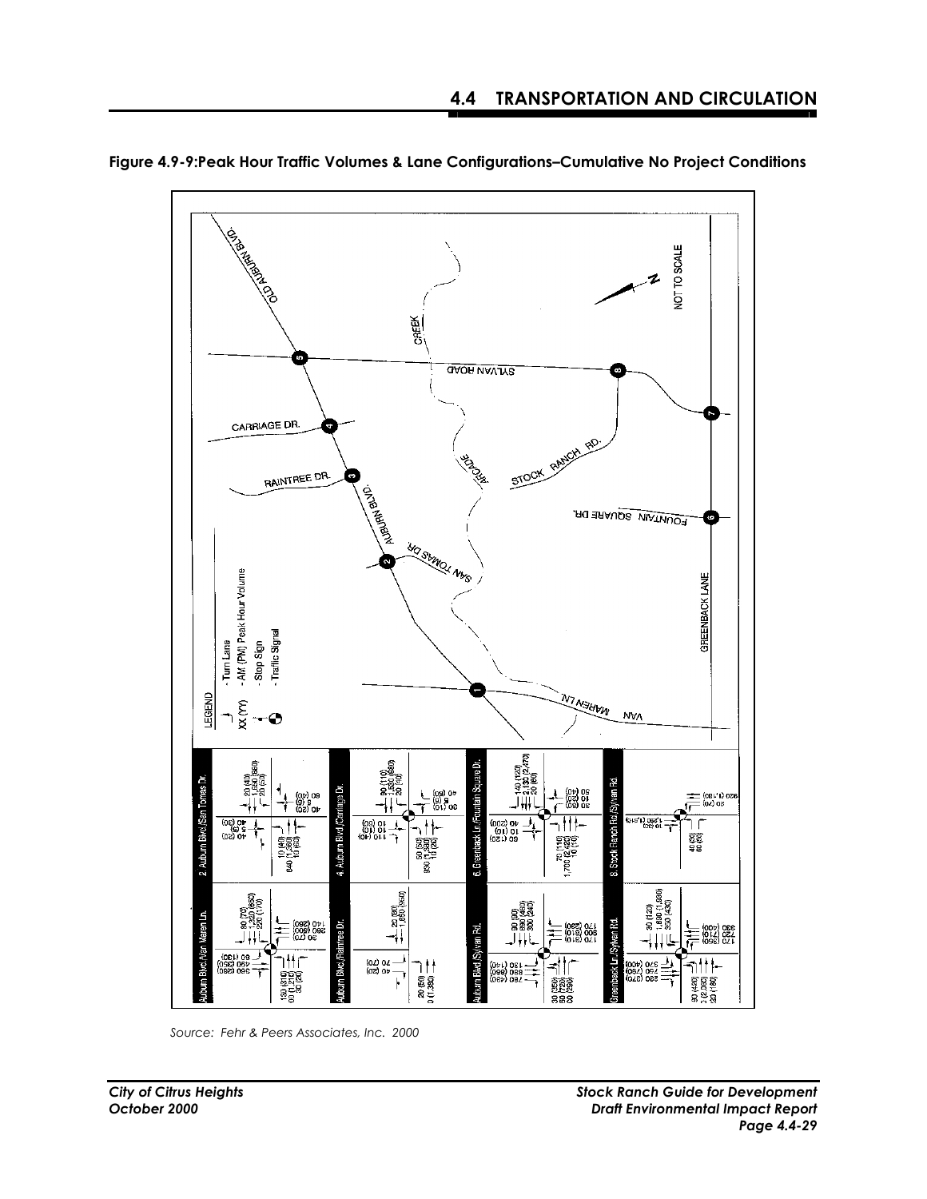**Figure 4.9-9:Peak Hour Traffic Volumes & Lane Configurations–Cumulative No Project Conditions**

Source: Fehr & Peers Associates, Inc. 2000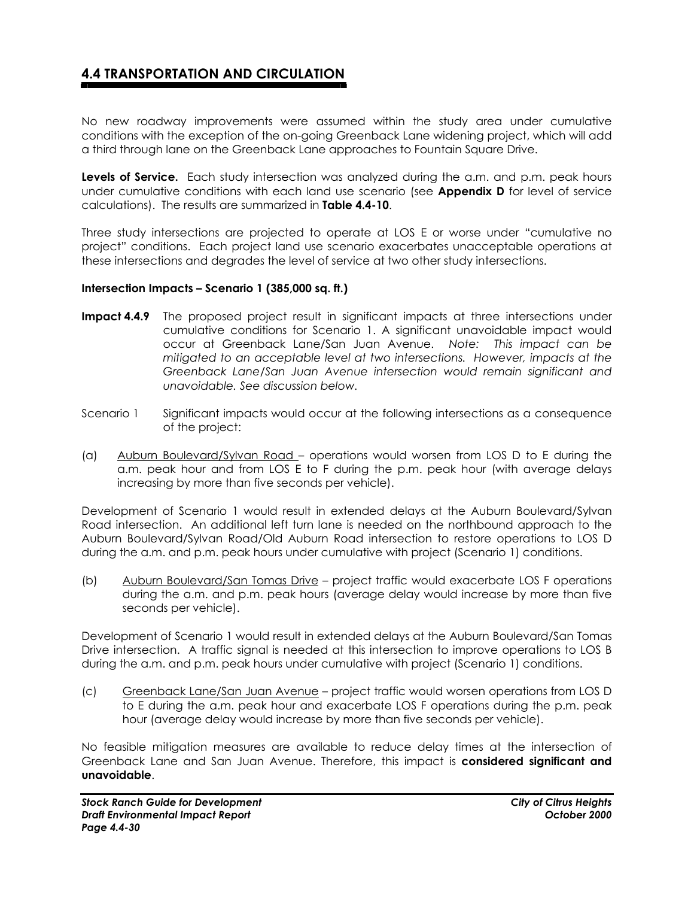## 4.4 TRANSPORTATION AND CIRCULATION

No new roadway improvements were assumed within the study area under cumulative conditions with the exception of the on-going Greenback Lane widening project, which will add a third through lane on the Greenback Lane approaches to Fountain Square Drive.

**Levels of Service.** Each study intersection was analyzed during the a.m. and p.m. peak hours under cumulative conditions with each land use scenario (see **Appendix D** for level of service calculations). The results are summarized in **Table 4.4-10**.

Three study intersections are projected to operate at LOS E or worse under "cumulative no project" conditions. Each project land use scenario exacerbates unacceptable operations at these intersections and degrades the level of service at two other study intersections.

**Intersection Impacts – Scenario 1 (385,000 sq. ft.)**

**Impact 4.4.9** The proposed project result in significant impacts at three intersections under cumulative conditions for Scenario 1. A significant unavoidable impact would occur at Greenback Lane/San Juan Avenue. *Note: This impact can be mitigated to an acceptable level at two intersections. However, impacts at the Greenback Lane/San Juan Avenue intersection would remain significant and unavoidable. See discussion below.*

Scenario 1 Significant impacts would occur at the following intersections as a consequence of the project:

(a) Auburn Boulevard/Sylvan Road – operations would worsen from LOS D to E during the a.m. peak hour and from LOS E to F during the p.m. peak hour (with average delays increasing by more than five seconds per vehicle).

Development of Scenario 1 would result in extended delays at the Auburn Boulevard/Sylvan Road intersection. An additional left turn lane is needed on the northbound approach to the Auburn Boulevard/Sylvan Road/Old Auburn Road intersection to restore operations to LOS D during the a.m. and p.m. peak hours under cumulative with project (Scenario 1) conditions.

(b) Auburn Boulevard/San Tomas Drive – project traffic would exacerbate LOS F operations during the a.m. and p.m. peak hours (average delay would increase by more than five seconds per vehicle).

Development of Scenario 1 would result in extended delays at the Auburn Boulevard/San Tomas Drive intersection. A traffic signal is needed at this intersection to improve operations to LOS B during the a.m. and p.m. peak hours under cumulative with project (Scenario 1) conditions.

(c) Greenback Lane/San Juan Avenue – project traffic would worsen operations from LOS D to E during the a.m. peak hour and exacerbate LOS F operations during the p.m. peak hour (average delay would increase by more than five seconds per vehicle).

No feasible mitigation measures are available to reduce delay times at the intersection of Greenback Lane and San Juan Avenue. Therefore, this impact is **considered significant and unavoidable**.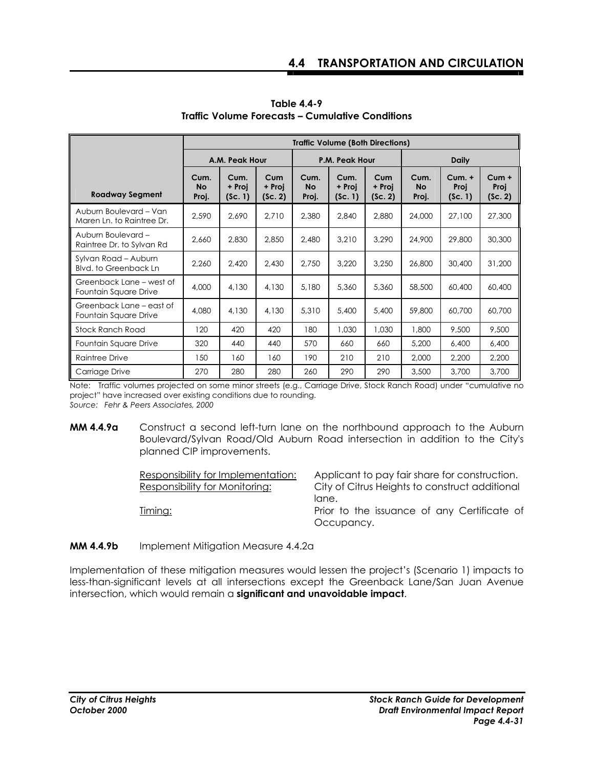**Table 4.4-9**
**Traffic Volume Forecasts – Cumulative Conditions**

| | Traffic Volume (Both Directions) | | | | | | | | |
|---|---|---|---|---|---|---|---|---|---|
| | A.M. Peak Hour | | | P.M. Peak Hour | | | Daily | | |
| Roadway Segment | Cum. No Proj. | Cum. + Proj (Sc. 1) | Cum + Proj (Sc. 2) | Cum. No Proj. | Cum. + Proj (Sc. 1) | Cum + Proj (Sc. 2) | Cum. No Proj. | Cum. + Proj (Sc. 1) | Cum + Proj (Sc. 2) |
| Auburn Boulevard – Van Maren Ln. to Raintree Dr. | 2,590 | 2,690 | 2,710 | 2,380 | 2,840 | 2,880 | 24,000 | 27,100 | 27,300 |
| Auburn Boulevard – Raintree Dr. to Sylvan Rd | 2,660 | 2,830 | 2,850 | 2,480 | 3,210 | 3,290 | 24,900 | 29,800 | 30,300 |
| Sylvan Road – Auburn Blvd. to Greenback Ln | 2,260 | 2,420 | 2,430 | 2,750 | 3,220 | 3,250 | 26,800 | 30,400 | 31,200 |
| Greenback Lane – west of Fountain Square Drive | 4,000 | 4,130 | 4,130 | 5,180 | 5,360 | 5,360 | 58,500 | 60,400 | 60,400 |
| Greenback Lane – east of Fountain Square Drive | 4,080 | 4,130 | 4,130 | 5,310 | 5,400 | 5,400 | 59,800 | 60,700 | 60,700 |
| Stock Ranch Road | 120 | 420 | 420 | 180 | 1,030 | 1,030 | 1,800 | 9,500 | 9,500 |
| Fountain Square Drive | 320 | 440 | 440 | 570 | 660 | 660 | 5,200 | 6,400 | 6,400 |
| Raintree Drive | 150 | 160 | 160 | 190 | 210 | 210 | 2,000 | 2,200 | 2,200 |
| Carriage Drive | 270 | 280 | 280 | 260 | 290 | 290 | 3,500 | 3,700 | 3,700 |

Note: Traffic volumes projected on some minor streets (e.g., Carriage Drive, Stock Ranch Road) under "cumulative no project" have increased over existing conditions due to rounding.
*Source: Fehr & Peers Associates, 2000*

**MM 4.4.9a** Construct a second left-turn lane on the northbound approach to the Auburn Boulevard/Sylvan Road/Old Auburn Road intersection in addition to the City's planned CIP improvements.

Responsibility for Implementation: Applicant to pay fair share for construction.
Responsibility for Monitoring: City of Citrus Heights to construct additional lane.
Timing: Prior to the issuance of any Certificate of Occupancy.

**MM 4.4.9b** Implement Mitigation Measure 4.4.2a

Implementation of these mitigation measures would lessen the project's (Scenario 1) impacts to less-than-significant levels at all intersections except the Greenback Lane/San Juan Avenue intersection, which would remain a **significant and unavoidable impact**.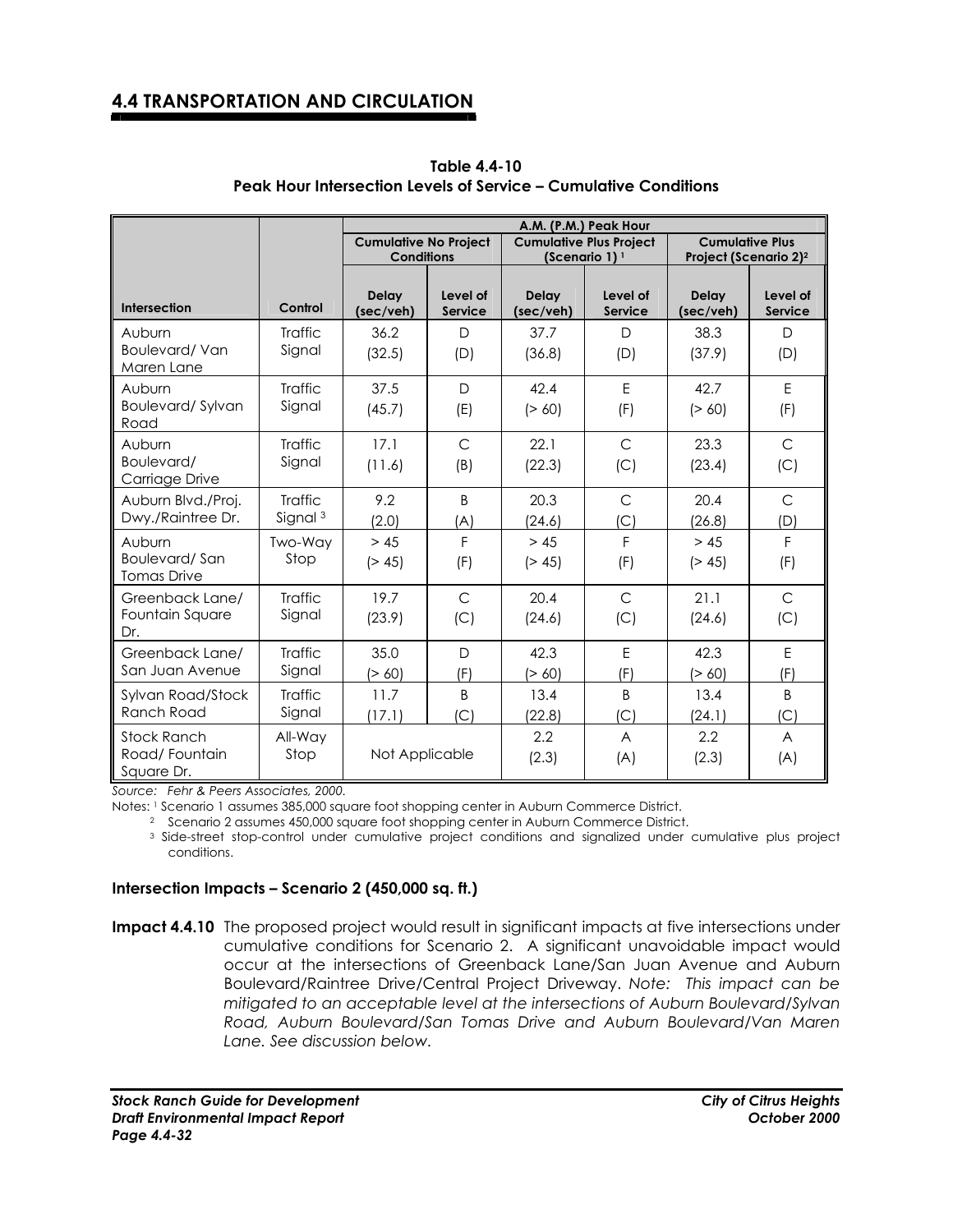## 4.4 TRANSPORTATION AND CIRCULATION

**Table 4.4-10**
**Peak Hour Intersection Levels of Service – Cumulative Conditions**

| | | A.M. (P.M.) Peak Hour | | | | | |
|---|---|---|---|---|---|---|---|
| | | Cumulative No Project Conditions | | Cumulative Plus Project (Scenario 1) [1] | | Cumulative Plus Project (Scenario 2)[2] | |
| **Intersection** | **Control** | **Delay (sec/veh)** | **Level of Service** | **Delay (sec/veh)** | **Level of Service** | **Delay (sec/veh)** | **Level of Service** |
| Auburn Boulevard/ Van Maren Lane | Traffic Signal | 36.2 (32.5) | D (D) | 37.7 (36.8) | D (D) | 38.3 (37.9) | D (D) |
| Auburn Boulevard/ Sylvan Road | Traffic Signal | 37.5 (45.7) | D (E) | 42.4 (> 60) | E (F) | 42.7 (> 60) | E (F) |
| Auburn Boulevard/ Carriage Drive | Traffic Signal | 17.1 (11.6) | C (B) | 22.1 (22.3) | C (C) | 23.3 (23.4) | C (C) |
| Auburn Blvd./Proj. Dwy./Raintree Dr. | Traffic Signal [3] | 9.2 (2.0) | B (A) | 20.3 (24.6) | C (C) | 20.4 (26.8) | C (D) |
| Auburn Boulevard/ San Tomas Drive | Two-Way Stop | > 45 (> 45) | F (F) | > 45 (> 45) | F (F) | > 45 (> 45) | F (F) |
| Greenback Lane/ Fountain Square Dr. | Traffic Signal | 19.7 (23.9) | C (C) | 20.4 (24.6) | C (C) | 21.1 (24.6) | C (C) |
| Greenback Lane/ San Juan Avenue | Traffic Signal | 35.0 (> 60) | D (F) | 42.3 (> 60) | E (F) | 42.3 (> 60) | E (F) |
| Sylvan Road/Stock Ranch Road | Traffic Signal | 11.7 (17.1) | B (C) | 13.4 (22.8) | B (C) | 13.4 (24.1) | B (C) |
| Stock Ranch Road/ Fountain Square Dr. | All-Way Stop | Not Applicable | | 2.2 (2.3) | A (A) | 2.2 (2.3) | A (A) |

*Source: Fehr & Peers Associates, 2000.*

Notes: [1] Scenario 1 assumes 385,000 square foot shopping center in Auburn Commerce District.

[2] Scenario 2 assumes 450,000 square foot shopping center in Auburn Commerce District.

[3] Side-street stop-control under cumulative project conditions and signalized under cumulative plus project conditions.

### Intersection Impacts – Scenario 2 (450,000 sq. ft.)

**Impact 4.4.10** The proposed project would result in significant impacts at five intersections under cumulative conditions for Scenario 2. A significant unavoidable impact would occur at the intersections of Greenback Lane/San Juan Avenue and Auburn Boulevard/Raintree Drive/Central Project Driveway. *Note: This impact can be mitigated to an acceptable level at the intersections of Auburn Boulevard/Sylvan Road, Auburn Boulevard/San Tomas Drive and Auburn Boulevard/Van Maren Lane. See discussion below.*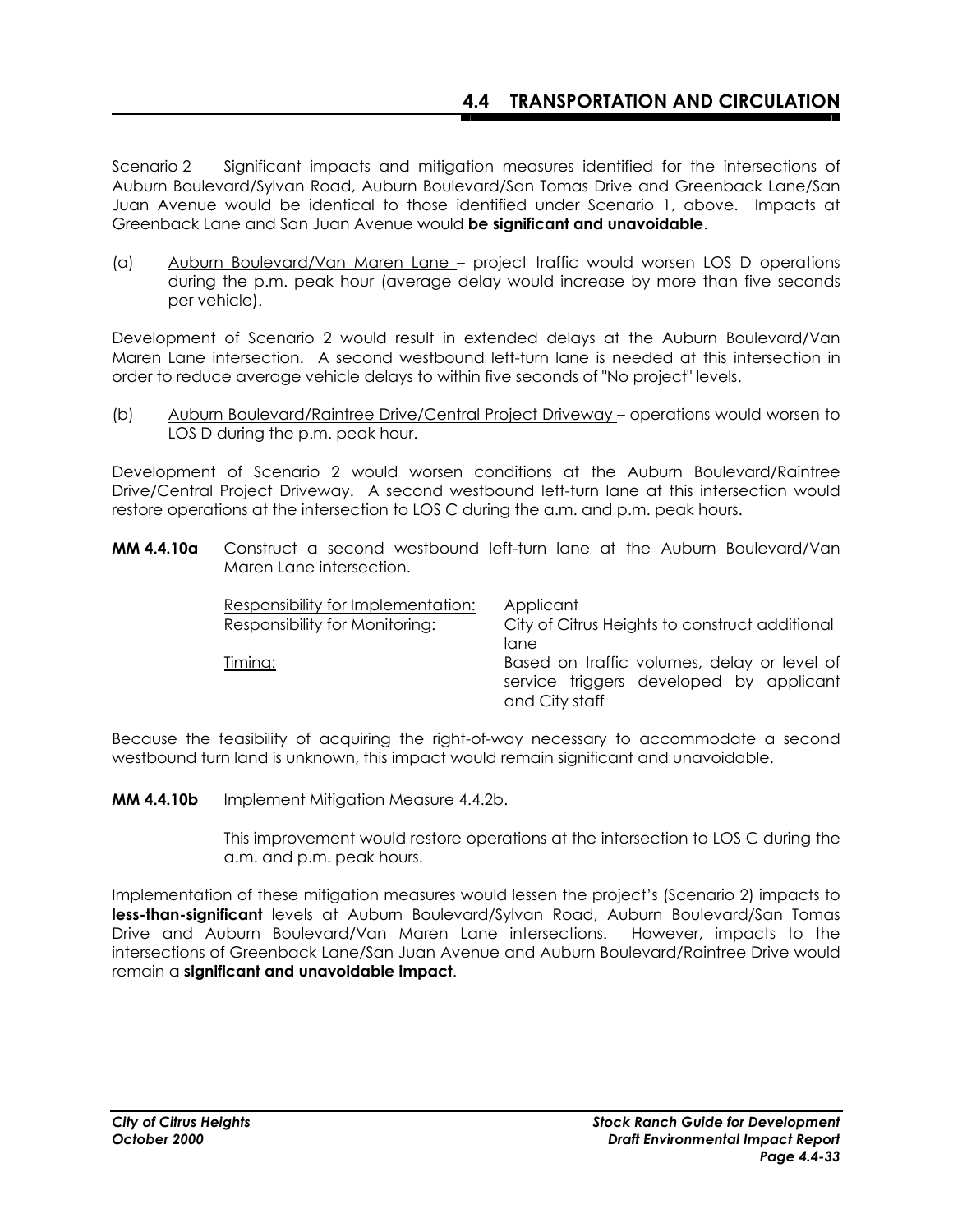Scenario 2 Significant impacts and mitigation measures identified for the intersections of Auburn Boulevard/Sylvan Road, Auburn Boulevard/San Tomas Drive and Greenback Lane/San Juan Avenue would be identical to those identified under Scenario 1, above. Impacts at Greenback Lane and San Juan Avenue would **be significant and unavoidable**.

(a) Auburn Boulevard/Van Maren Lane – project traffic would worsen LOS D operations during the p.m. peak hour (average delay would increase by more than five seconds per vehicle).

Development of Scenario 2 would result in extended delays at the Auburn Boulevard/Van Maren Lane intersection. A second westbound left-turn lane is needed at this intersection in order to reduce average vehicle delays to within five seconds of "No project" levels.

(b) Auburn Boulevard/Raintree Drive/Central Project Driveway – operations would worsen to LOS D during the p.m. peak hour.

Development of Scenario 2 would worsen conditions at the Auburn Boulevard/Raintree Drive/Central Project Driveway. A second westbound left-turn lane at this intersection would restore operations at the intersection to LOS C during the a.m. and p.m. peak hours.

**MM 4.4.10a** Construct a second westbound left-turn lane at the Auburn Boulevard/Van Maren Lane intersection.

Responsibility for Implementation: Applicant
Responsibility for Monitoring: City of Citrus Heights to construct additional lane
Timing: Based on traffic volumes, delay or level of service triggers developed by applicant and City staff

Because the feasibility of acquiring the right-of-way necessary to accommodate a second westbound turn land is unknown, this impact would remain significant and unavoidable.

**MM 4.4.10b** Implement Mitigation Measure 4.4.2b.

This improvement would restore operations at the intersection to LOS C during the a.m. and p.m. peak hours.

Implementation of these mitigation measures would lessen the project's (Scenario 2) impacts to **less-than-significant** levels at Auburn Boulevard/Sylvan Road, Auburn Boulevard/San Tomas Drive and Auburn Boulevard/Van Maren Lane intersections. However, impacts to the intersections of Greenback Lane/San Juan Avenue and Auburn Boulevard/Raintree Drive would remain a **significant and unavoidable impact**.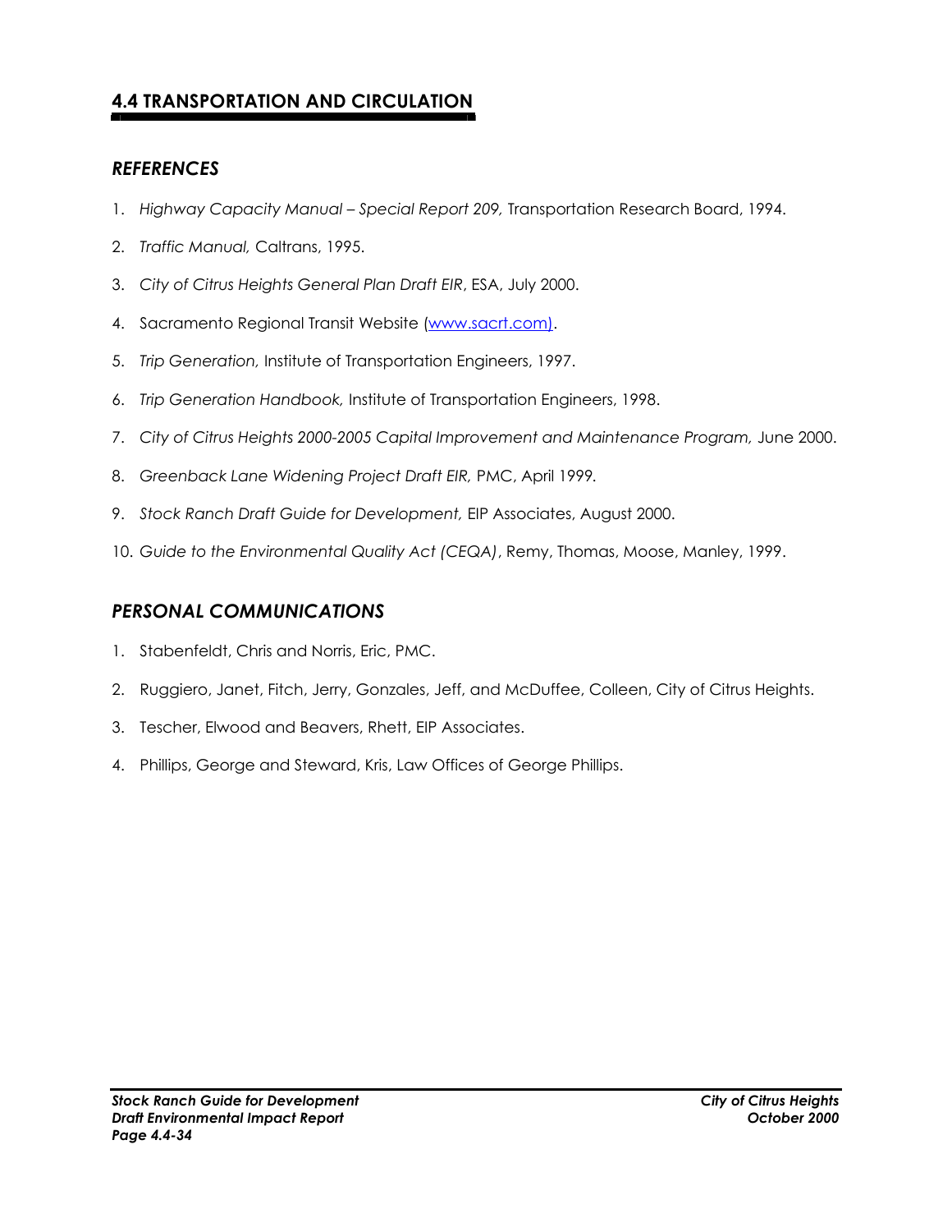## 4.4 TRANSPORTATION AND CIRCULATION

### *REFERENCES*

1. *Highway Capacity Manual – Special Report 209,* Transportation Research Board, 1994.
2. *Traffic Manual,* Caltrans, 1995.
3. *City of Citrus Heights General Plan Draft EIR*, ESA, July 2000.
4. Sacramento Regional Transit Website (www.sacrt.com).
5. *Trip Generation,* Institute of Transportation Engineers, 1997.
6. *Trip Generation Handbook,* Institute of Transportation Engineers, 1998.
7. *City of Citrus Heights 2000-2005 Capital Improvement and Maintenance Program,* June 2000.
8. *Greenback Lane Widening Project Draft EIR,* PMC, April 1999.
9. *Stock Ranch Draft Guide for Development,* EIP Associates, August 2000.
10. *Guide to the Environmental Quality Act (CEQA)*, Remy, Thomas, Moose, Manley, 1999.

### *PERSONAL COMMUNICATIONS*

1. Stabenfeldt, Chris and Norris, Eric, PMC.
2. Ruggiero, Janet, Fitch, Jerry, Gonzales, Jeff, and McDuffee, Colleen, City of Citrus Heights.
3. Tescher, Elwood and Beavers, Rhett, EIP Associates.
4. Phillips, George and Steward, Kris, Law Offices of George Phillips.